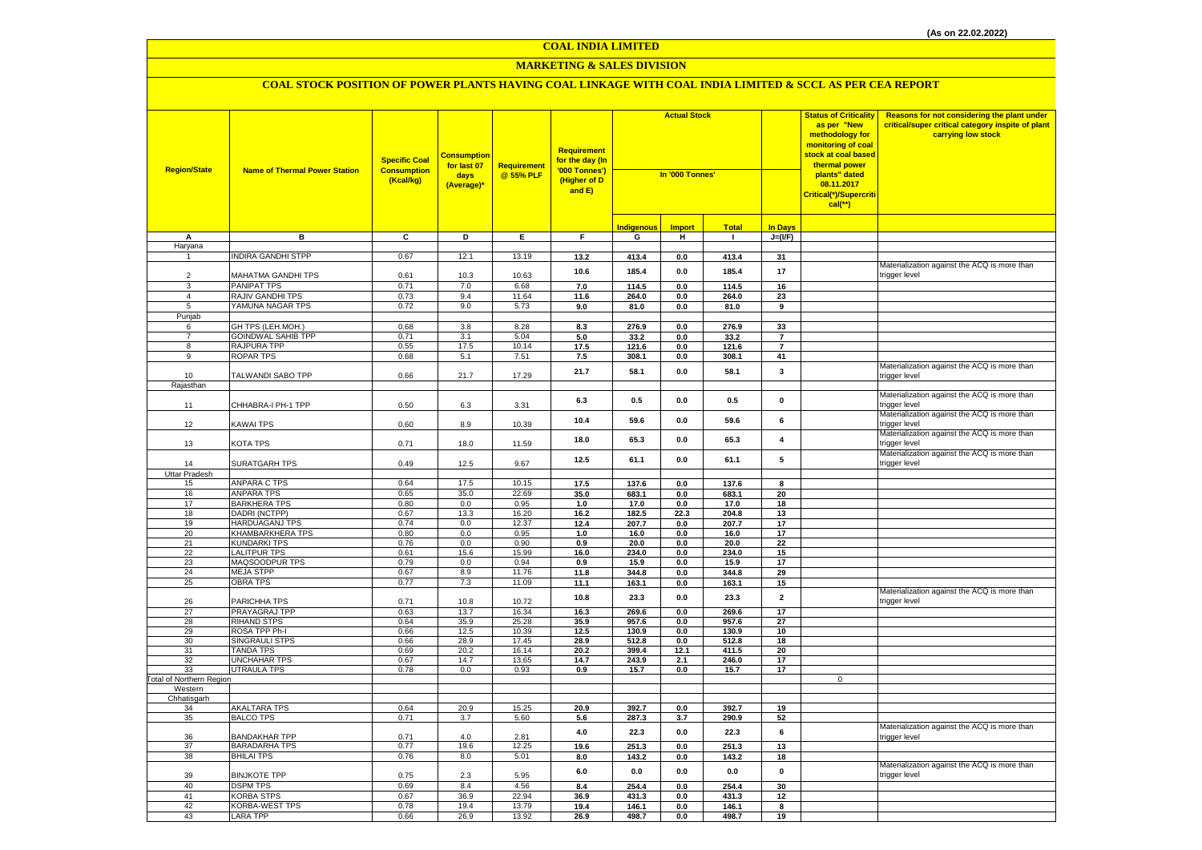(As on 22.02.2022)

# COAL INDIA LIMITED

## MARKETING & SALES DIVISION

### COAL STOCK POSITION OF POWER PLANTS HAVING COAL LINKAGE WITH COAL INDIA LIMITED & SCCL AS PER CEA REPORT

| Region/State | Name of Thermal Power Station | Specific Coal Consumption (Kcal/kg) | Consumption for last 07 days (Average)* | Requirement @ 55% PLF | Requirement for the day (In '000 Tonnes') (Higher of D and E) | Actual Stock In '000 Tonnes' | | | | Status of Criticality as per "New methodology for monitoring of coal stock at coal based thermal power plants" dated 08.11.2017 Critical(*)/Supercritical(**) | Reasons for not considering the plant under critical/super critical category inspite of plant carrying low stock |
|---|---|---|---|---|---|---|---|---|---|---|---|
| | | | | | | Indigenous | Import | Total | In Days | | |
| A | B | C | D | E | F | G | H | I | J=(I/F) | | |
| Haryana | | | | | | | | | | | |
| 1 | INDIRA GANDHI STPP | 0.67 | 12.1 | 13.19 | 13.2 | 413.4 | 0.0 | 413.4 | 31 | | |
| 2 | MAHATMA GANDHI TPS | 0.61 | 10.3 | 10.63 | 10.6 | 185.4 | 0.0 | 185.4 | 17 | | Materialization against the ACQ is more than trigger level |
| 3 | PANIPAT TPS | 0.71 | 7.0 | 6.68 | 7.0 | 114.5 | 0.0 | 114.5 | 16 | | |
| 4 | RAJIV GANDHI TPS | 0.73 | 9.4 | 11.64 | 11.6 | 264.0 | 0.0 | 264.0 | 23 | | |
| 5 | YAMUNA NAGAR TPS | 0.72 | 9.0 | 5.73 | 9.0 | 81.0 | 0.0 | 81.0 | 9 | | |
| Punjab | | | | | | | | | | | |
| 6 | GH TPS (LEH.MOH.) | 0.68 | 3.8 | 8.28 | 8.3 | 276.9 | 0.0 | 276.9 | 33 | | |
| 7 | GOINDWAL SAHIB TPP | 0.71 | 3.1 | 5.04 | 5.0 | 33.2 | 0.0 | 33.2 | 7 | | |
| 8 | RAJPURA TPP | 0.55 | 17.5 | 10.14 | 17.5 | 121.6 | 0.0 | 121.6 | 7 | | |
| 9 | ROPAR TPS | 0.68 | 5.1 | 7.51 | 7.5 | 308.1 | 0.0 | 308.1 | 41 | | |
| 10 | TALWANDI SABO TPP | 0.66 | 21.7 | 17.29 | 21.7 | 58.1 | 0.0 | 58.1 | 3 | | Materialization against the ACQ is more than trigger level |
| Rajasthan | | | | | | | | | | | |
| 11 | CHHABRA-I PH-1 TPP | 0.50 | 6.3 | 3.31 | 6.3 | 0.5 | 0.0 | 0.5 | 0 | | Materialization against the ACQ is more than trigger level |
| 12 | KAWAI TPS | 0.60 | 8.9 | 10.39 | 10.4 | 59.6 | 0.0 | 59.6 | 6 | | Materialization against the ACQ is more than trigger level |
| 13 | KOTA TPS | 0.71 | 18.0 | 11.59 | 18.0 | 65.3 | 0.0 | 65.3 | 4 | | Materialization against the ACQ is more than trigger level |
| 14 | SURATGARH TPS | 0.49 | 12.5 | 9.67 | 12.5 | 61.1 | 0.0 | 61.1 | 5 | | Materialization against the ACQ is more than trigger level |
| Uttar Pradesh | | | | | | | | | | | |
| 15 | ANPARA C TPS | 0.64 | 17.5 | 10.15 | 17.5 | 137.6 | 0.0 | 137.6 | 8 | | |
| 16 | ANPARA TPS | 0.65 | 35.0 | 22.69 | 35.0 | 683.1 | 0.0 | 683.1 | 20 | | |
| 17 | BARKHERA TPS | 0.80 | 0.0 | 0.95 | 1.0 | 17.0 | 0.0 | 17.0 | 18 | | |
| 18 | DADRI (NCTPP) | 0.67 | 13.3 | 16.20 | 16.2 | 182.5 | 22.3 | 204.8 | 13 | | |
| 19 | HARDUAGANJ TPS | 0.74 | 0.0 | 12.37 | 12.4 | 207.7 | 0.0 | 207.7 | 17 | | |
| 20 | KHAMBARKHERA TPS | 0.80 | 0.0 | 0.95 | 1.0 | 16.0 | 0.0 | 16.0 | 17 | | |
| 21 | KUNDARKI TPS | 0.76 | 0.0 | 0.90 | 0.9 | 20.0 | 0.0 | 20.0 | 22 | | |
| 22 | LALITPUR TPS | 0.61 | 15.6 | 15.99 | 16.0 | 234.0 | 0.0 | 234.0 | 15 | | |
| 23 | MAQSOODPUR TPS | 0.79 | 0.0 | 0.94 | 0.9 | 15.9 | 0.0 | 15.9 | 17 | | |
| 24 | MEJA STPP | 0.67 | 8.9 | 11.76 | 11.8 | 344.8 | 0.0 | 344.8 | 29 | | |
| 25 | OBRA TPS | 0.77 | 7.3 | 11.09 | 11.1 | 163.1 | 0.0 | 163.1 | 15 | | |
| 26 | PARICHHA TPS | 0.71 | 10.8 | 10.72 | 10.8 | 23.3 | 0.0 | 23.3 | 2 | | Materialization against the ACQ is more than trigger level |
| 27 | PRAYAGRAJ TPP | 0.63 | 13.7 | 16.34 | 16.3 | 269.6 | 0.0 | 269.6 | 17 | | |
| 28 | RIHAND STPS | 0.64 | 35.9 | 25.28 | 35.9 | 957.6 | 0.0 | 957.6 | 27 | | |
| 29 | ROSA TPP Ph-I | 0.66 | 12.5 | 10.39 | 12.5 | 130.9 | 0.0 | 130.9 | 10 | | |
| 30 | SINGRAULI STPS | 0.66 | 28.9 | 17.45 | 28.9 | 512.8 | 0.0 | 512.8 | 18 | | |
| 31 | TANDA TPS | 0.69 | 20.2 | 16.14 | 20.2 | 399.4 | 12.1 | 411.5 | 20 | | |
| 32 | UNCHAHAR TPS | 0.67 | 14.7 | 13.65 | 14.7 | 243.9 | 2.1 | 246.0 | 17 | | |
| 33 | UTRAULA TPS | 0.78 | 0.0 | 0.93 | 0.9 | 15.7 | 0.0 | 15.7 | 17 | | |
| Total of Northern Region | | | | | | | | | | 0 | |
| Western | | | | | | | | | | | |
| Chhatisgarh | | | | | | | | | | | |
| 34 | AKALTARA TPS | 0.64 | 20.9 | 15.25 | 20.9 | 392.7 | 0.0 | 392.7 | 19 | | |
| 35 | BALCO TPS | 0.71 | 3.7 | 5.60 | 5.6 | 287.3 | 3.7 | 290.9 | 52 | | |
| 36 | BANDAKHAR TPP | 0.71 | 4.0 | 2.81 | 4.0 | 22.3 | 0.0 | 22.3 | 6 | | Materialization against the ACQ is more than trigger level |
| 37 | BARADARHA TPS | 0.77 | 19.6 | 12.25 | 19.6 | 251.3 | 0.0 | 251.3 | 13 | | |
| 38 | BHILAI TPS | 0.76 | 8.0 | 5.01 | 8.0 | 143.2 | 0.0 | 143.2 | 18 | | |
| 39 | BINJKOTE TPP | 0.75 | 2.3 | 5.95 | 6.0 | 0.0 | 0.0 | 0.0 | 0 | | Materialization against the ACQ is more than trigger level |
| 40 | DSPM TPS | 0.69 | 8.4 | 4.56 | 8.4 | 254.4 | 0.0 | 254.4 | 30 | | |
| 41 | KORBA STPS | 0.67 | 36.9 | 22.94 | 36.9 | 431.3 | 0.0 | 431.3 | 12 | | |
| 42 | KORBA-WEST TPS | 0.78 | 19.4 | 13.79 | 19.4 | 146.1 | 0.0 | 146.1 | 8 | | |
| 43 | LARA TPP | 0.66 | 26.9 | 13.92 | 26.9 | 498.7 | 0.0 | 498.7 | 19 | | |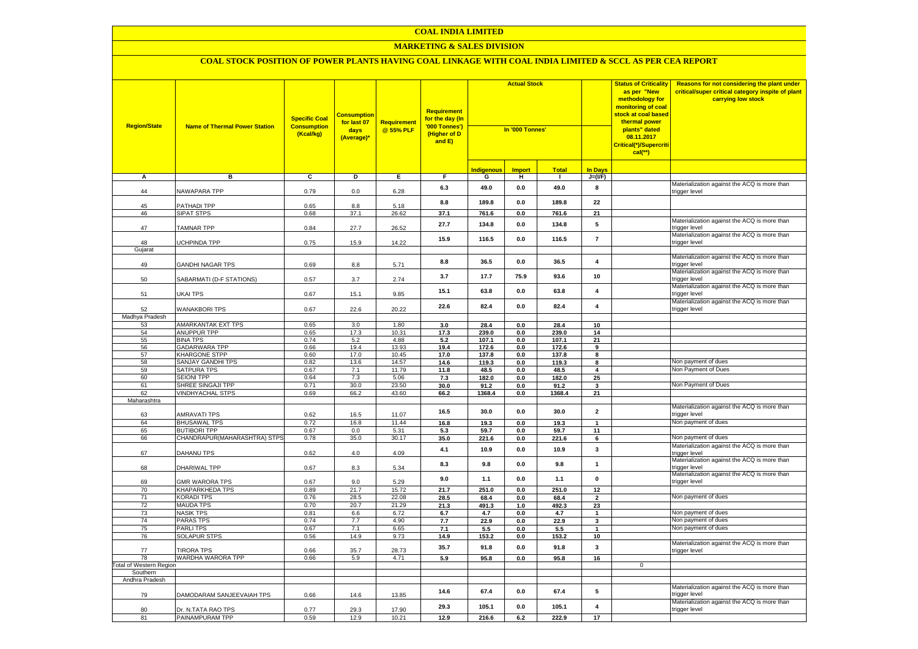# COAL INDIA LIMITED

## MARKETING & SALES DIVISION

### COAL STOCK POSITION OF POWER PLANTS HAVING COAL LINKAGE WITH COAL INDIA LIMITED & SCCL AS PER CEA REPORT

| Region/State | Name of Thermal Power Station | Specific Coal Consumption (Kcal/kg) | Consumption for last 07 days (Average)* | Requirement @ 55% PLF | Requirement for the day (In '000 Tonnes') (Higher of D and E) | Actual Stock In '000 Tonnes' | | | | Status of Criticality as per "New methodology for monitoring of coal stock at coal based thermal power plants" dated 08.11.2017 Critical(*)/Supercritical(**) | Reasons for not considering the plant under critical/super critical category inspite of plant carrying low stock |
|---|---|---|---|---|---|---|---|---|---|---|---|
| | | | | | | Indigenous | Import | Total | In Days | | |
| A | B | C | D | E | F | G | H | I | J=(I/F) | | |
| 44 | NAWAPARA TPP | 0.79 | 0.0 | 6.28 | 6.3 | 49.0 | 0.0 | 49.0 | 8 | | Materialization against the ACQ is more than trigger level |
| 45 | PATHADI TPP | 0.65 | 8.8 | 5.18 | 8.8 | 189.8 | 0.0 | 189.8 | 22 | | |
| 46 | SIPAT STPS | 0.68 | 37.1 | 26.62 | 37.1 | 761.6 | 0.0 | 761.6 | 21 | | |
| 47 | TAMNAR TPP | 0.84 | 27.7 | 26.52 | 27.7 | 134.8 | 0.0 | 134.8 | 5 | | Materialization against the ACQ is more than trigger level |
| 48 | UCHPINDA TPP | 0.75 | 15.9 | 14.22 | 15.9 | 116.5 | 0.0 | 116.5 | 7 | | Materialization against the ACQ is more than trigger level |
| Gujarat | | | | | | | | | | | |
| 49 | GANDHI NAGAR TPS | 0.69 | 8.8 | 5.71 | 8.8 | 36.5 | 0.0 | 36.5 | 4 | | Materialization against the ACQ is more than trigger level |
| 50 | SABARMATI (D-F STATIONS) | 0.57 | 3.7 | 2.74 | 3.7 | 17.7 | 75.9 | 93.6 | 10 | | Materialization against the ACQ is more than trigger level |
| 51 | UKAI TPS | 0.67 | 15.1 | 9.85 | 15.1 | 63.8 | 0.0 | 63.8 | 4 | | Materialization against the ACQ is more than trigger level |
| 52 | WANAKBORI TPS | 0.67 | 22.6 | 20.22 | 22.6 | 82.4 | 0.0 | 82.4 | 4 | | Materialization against the ACQ is more than trigger level |
| Madhya Pradesh | | | | | | | | | | | |
| 53 | AMARKANTAK EXT TPS | 0.65 | 3.0 | 1.80 | 3.0 | 28.4 | 0.0 | 28.4 | 10 | | |
| 54 | ANUPPUR TPP | 0.65 | 17.3 | 10.31 | 17.3 | 239.0 | 0.0 | 239.0 | 14 | | |
| 55 | BINA TPS | 0.74 | 5.2 | 4.88 | 5.2 | 107.1 | 0.0 | 107.1 | 21 | | |
| 56 | GADARWARA TPP | 0.66 | 19.4 | 13.93 | 19.4 | 172.6 | 0.0 | 172.6 | 9 | | |
| 57 | KHARGONE STPP | 0.60 | 17.0 | 10.45 | 17.0 | 137.8 | 0.0 | 137.8 | 8 | | |
| 58 | SANJAY GANDHI TPS | 0.82 | 13.6 | 14.57 | 14.6 | 119.3 | 0.0 | 119.3 | 8 | | Non payment of dues |
| 59 | SATPURA TPS | 0.67 | 7.1 | 11.79 | 11.8 | 48.5 | 0.0 | 48.5 | 4 | | Non Payment of Dues |
| 60 | SEIONI TPP | 0.64 | 7.3 | 5.06 | 7.3 | 182.0 | 0.0 | 182.0 | 25 | | |
| 61 | SHREE SINGAJI TPP | 0.71 | 30.0 | 23.50 | 30.0 | 91.2 | 0.0 | 91.2 | 3 | | Non Payment of Dues |
| 62 | VINDHYACHAL STPS | 0.69 | 66.2 | 43.60 | 66.2 | 1368.4 | 0.0 | 1368.4 | 21 | | |
| Maharashtra | | | | | | | | | | | |
| 63 | AMRAVATI TPS | 0.62 | 16.5 | 11.07 | 16.5 | 30.0 | 0.0 | 30.0 | 2 | | Materialization against the ACQ is more than trigger level |
| 64 | BHUSAWAL TPS | 0.72 | 16.8 | 11.44 | 16.8 | 19.3 | 0.0 | 19.3 | 1 | | Non payment of dues |
| 65 | BUTIBORI TPP | 0.67 | 0.0 | 5.31 | 5.3 | 59.7 | 0.0 | 59.7 | 11 | | |
| 66 | CHANDRAPUR(MAHARASHTRA) STPS | 0.78 | 35.0 | 30.17 | 35.0 | 221.6 | 0.0 | 221.6 | 6 | | Non payment of dues |
| 67 | DAHANU TPS | 0.62 | 4.0 | 4.09 | 4.1 | 10.9 | 0.0 | 10.9 | 3 | | Materialization against the ACQ is more than trigger level |
| 68 | DHARIWAL TPP | 0.67 | 8.3 | 5.34 | 8.3 | 9.8 | 0.0 | 9.8 | 1 | | Materialization against the ACQ is more than trigger level |
| 69 | GMR WARORA TPS | 0.67 | 9.0 | 5.29 | 9.0 | 1.1 | 0.0 | 1.1 | 0 | | Materialization against the ACQ is more than trigger level |
| 70 | KHAPARKHEDA TPS | 0.89 | 21.7 | 15.72 | 21.7 | 251.0 | 0.0 | 251.0 | 12 | | |
| 71 | KORADI TPS | 0.76 | 28.5 | 22.08 | 28.5 | 68.4 | 0.0 | 68.4 | 2 | | Non payment of dues |
| 72 | MAUDA TPS | 0.70 | 20.7 | 21.29 | 21.3 | 491.3 | 1.0 | 492.3 | 23 | | |
| 73 | NASIK TPS | 0.81 | 6.6 | 6.72 | 6.7 | 4.7 | 0.0 | 4.7 | 1 | | Non payment of dues |
| 74 | PARAS TPS | 0.74 | 7.7 | 4.90 | 7.7 | 22.9 | 0.0 | 22.9 | 3 | | Non payment of dues |
| 75 | PARLI TPS | 0.67 | 7.1 | 6.65 | 7.1 | 5.5 | 0.0 | 5.5 | 1 | | Non payment of dues |
| 76 | SOLAPUR STPS | 0.56 | 14.9 | 9.73 | 14.9 | 153.2 | 0.0 | 153.2 | 10 | | |
| 77 | TIRORA TPS | 0.66 | 35.7 | 28.73 | 35.7 | 91.8 | 0.0 | 91.8 | 3 | | Materialization against the ACQ is more than trigger level |
| 78 | WARDHA WARORA TPP | 0.66 | 5.9 | 4.71 | 5.9 | 95.8 | 0.0 | 95.8 | 16 | | |
| Total of Western Region | | | | | | | | | | 0 | |
| Southern | | | | | | | | | | | |
| Andhra Pradesh | | | | | | | | | | | |
| 79 | DAMODARAM SANJEEVAIAH TPS | 0.66 | 14.6 | 13.85 | 14.6 | 67.4 | 0.0 | 67.4 | 5 | | Materialization against the ACQ is more than trigger level |
| 80 | Dr. N.TATA RAO TPS | 0.77 | 29.3 | 17.90 | 29.3 | 105.1 | 0.0 | 105.1 | 4 | | Materialization against the ACQ is more than trigger level |
| 81 | PAINAMPURAM TPP | 0.59 | 12.9 | 10.21 | 12.9 | 216.6 | 6.2 | 222.9 | 17 | | |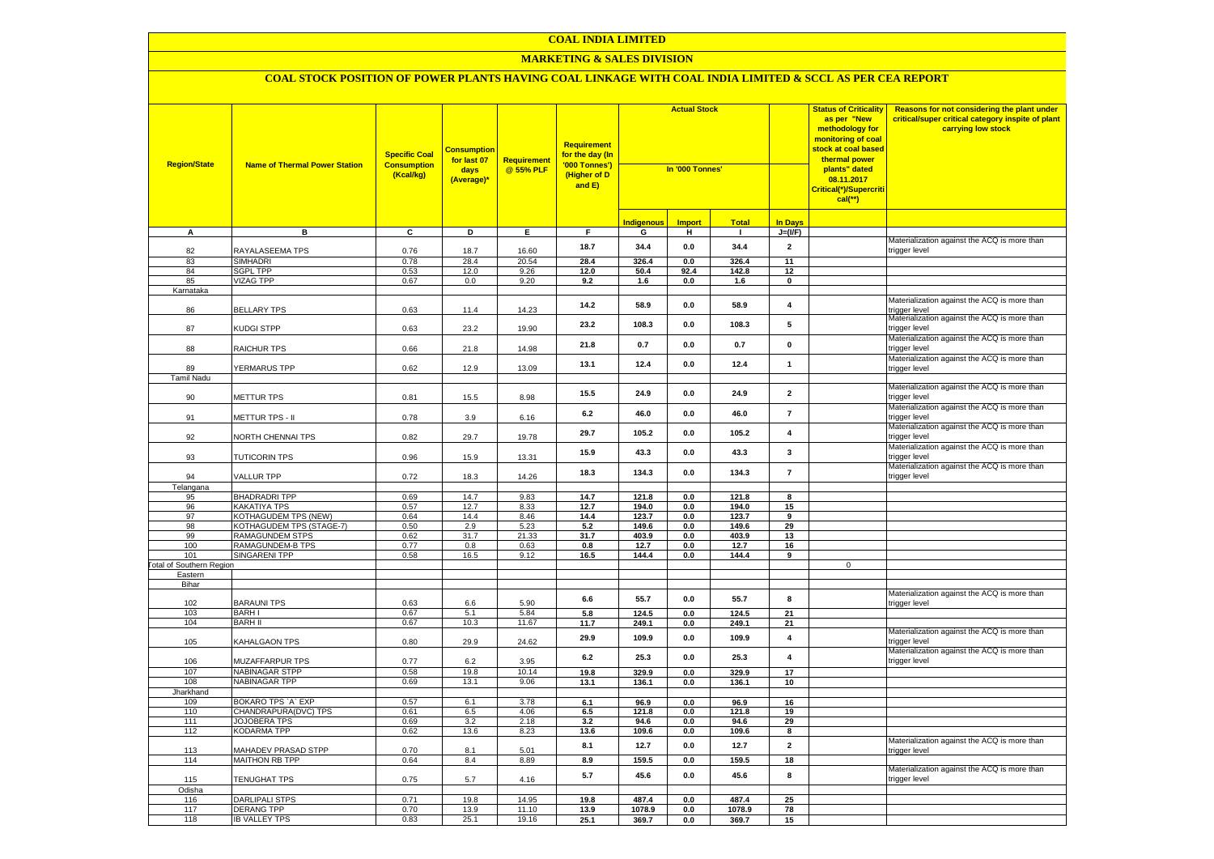# COAL INDIA LIMITED

## MARKETING & SALES DIVISION

### COAL STOCK POSITION OF POWER PLANTS HAVING COAL LINKAGE WITH COAL INDIA LIMITED & SCCL AS PER CEA REPORT

| Region/State | Name of Thermal Power Station | Specific Coal Consumption (Kcal/kg) | Consumption for last 07 days (Average)* | Requirement @ 55% PLF | Requirement for the day (In '000 Tonnes') (Higher of D and E) | Actual Stock In '000 Tonnes' | | | | Status of Criticality as per "New methodology for monitoring of coal stock at coal based thermal power plants" dated 08.11.2017 Critical(*)/Supercritical(**) | Reasons for not considering the plant under critical/super critical category inspite of plant carrying low stock |
|---|---|---|---|---|---|---|---|---|---|---|---|
| | | | | | | Indigenous | Import | Total | In Days | | |
| A | B | C | D | E | F | G | H | I | J=(I/F) | | |
| 82 | RAYALASEEMA TPS | 0.76 | 18.7 | 16.60 | 18.7 | 34.4 | 0.0 | 34.4 | 2 | | Materialization against the ACQ is more than trigger level |
| 83 | SIMHADRI | 0.78 | 28.4 | 20.54 | 28.4 | 326.4 | 0.0 | 326.4 | 11 | | |
| 84 | SGPL TPP | 0.53 | 12.0 | 9.26 | 12.0 | 50.4 | 92.4 | 142.8 | 12 | | |
| 85 | VIZAG TPP | 0.67 | 0.0 | 9.20 | 9.2 | 1.6 | 0.0 | 1.6 | 0 | | |
| Karnataka | | | | | | | | | | | |
| 86 | BELLARY TPS | 0.63 | 11.4 | 14.23 | 14.2 | 58.9 | 0.0 | 58.9 | 4 | | Materialization against the ACQ is more than trigger level |
| 87 | KUDGI STPP | 0.63 | 23.2 | 19.90 | 23.2 | 108.3 | 0.0 | 108.3 | 5 | | Materialization against the ACQ is more than trigger level |
| 88 | RAICHUR TPS | 0.66 | 21.8 | 14.98 | 21.8 | 0.7 | 0.0 | 0.7 | 0 | | Materialization against the ACQ is more than trigger level |
| 89 | YERMARUS TPP | 0.62 | 12.9 | 13.09 | 13.1 | 12.4 | 0.0 | 12.4 | 1 | | Materialization against the ACQ is more than trigger level |
| Tamil Nadu | | | | | | | | | | | |
| 90 | METTUR TPS | 0.81 | 15.5 | 8.98 | 15.5 | 24.9 | 0.0 | 24.9 | 2 | | Materialization against the ACQ is more than trigger level |
| 91 | METTUR TPS - II | 0.78 | 3.9 | 6.16 | 6.2 | 46.0 | 0.0 | 46.0 | 7 | | Materialization against the ACQ is more than trigger level |
| 92 | NORTH CHENNAI TPS | 0.82 | 29.7 | 19.78 | 29.7 | 105.2 | 0.0 | 105.2 | 4 | | Materialization against the ACQ is more than trigger level |
| 93 | TUTICORIN TPS | 0.96 | 15.9 | 13.31 | 15.9 | 43.3 | 0.0 | 43.3 | 3 | | Materialization against the ACQ is more than trigger level |
| 94 | VALLUR TPP | 0.72 | 18.3 | 14.26 | 18.3 | 134.3 | 0.0 | 134.3 | 7 | | Materialization against the ACQ is more than trigger level |
| Telangana | | | | | | | | | | | |
| 95 | BHADRADRI TPP | 0.69 | 14.7 | 9.83 | 14.7 | 121.8 | 0.0 | 121.8 | 8 | | |
| 96 | KAKATIYA TPS | 0.57 | 12.7 | 8.33 | 12.7 | 194.0 | 0.0 | 194.0 | 15 | | |
| 97 | KOTHAGUDEM TPS (NEW) | 0.64 | 14.4 | 8.46 | 14.4 | 123.7 | 0.0 | 123.7 | 9 | | |
| 98 | KOTHAGUDEM TPS (STAGE-7) | 0.50 | 2.9 | 5.23 | 5.2 | 149.6 | 0.0 | 149.6 | 29 | | |
| 99 | RAMAGUNDEM STPS | 0.62 | 31.7 | 21.33 | 31.7 | 403.9 | 0.0 | 403.9 | 13 | | |
| 100 | RAMAGUNDEM-B TPS | 0.77 | 0.8 | 0.63 | 0.8 | 12.7 | 0.0 | 12.7 | 16 | | |
| 101 | SINGARENI TPP | 0.58 | 16.5 | 9.12 | 16.5 | 144.4 | 0.0 | 144.4 | 9 | | |
| Total of Southern Region | | | | | | | | | | 0 | |
| Eastern | | | | | | | | | | | |
| Bihar | | | | | | | | | | | |
| 102 | BARAUNI TPS | 0.63 | 6.6 | 5.90 | 6.6 | 55.7 | 0.0 | 55.7 | 8 | | Materialization against the ACQ is more than trigger level |
| 103 | BARH I | 0.67 | 5.1 | 5.84 | 5.8 | 124.5 | 0.0 | 124.5 | 21 | | |
| 104 | BARH II | 0.67 | 10.3 | 11.67 | 11.7 | 249.1 | 0.0 | 249.1 | 21 | | |
| 105 | KAHALGAON TPS | 0.80 | 29.9 | 24.62 | 29.9 | 109.9 | 0.0 | 109.9 | 4 | | Materialization against the ACQ is more than trigger level |
| 106 | MUZAFFARPUR TPS | 0.77 | 6.2 | 3.95 | 6.2 | 25.3 | 0.0 | 25.3 | 4 | | Materialization against the ACQ is more than trigger level |
| 107 | NABINAGAR STPP | 0.58 | 19.8 | 10.14 | 19.8 | 329.9 | 0.0 | 329.9 | 17 | | |
| 108 | NABINAGAR TPP | 0.69 | 13.1 | 9.06 | 13.1 | 136.1 | 0.0 | 136.1 | 10 | | |
| Jharkhand | | | | | | | | | | | |
| 109 | BOKARO TPS `A` EXP | 0.57 | 6.1 | 3.78 | 6.1 | 96.9 | 0.0 | 96.9 | 16 | | |
| 110 | CHANDRAPURA(DVC) TPS | 0.61 | 6.5 | 4.06 | 6.5 | 121.8 | 0.0 | 121.8 | 19 | | |
| 111 | JOJOBERA TPS | 0.69 | 3.2 | 2.18 | 3.2 | 94.6 | 0.0 | 94.6 | 29 | | |
| 112 | KODARMA TPP | 0.62 | 13.6 | 8.23 | 13.6 | 109.6 | 0.0 | 109.6 | 8 | | |
| 113 | MAHADEV PRASAD STPP | 0.70 | 8.1 | 5.01 | 8.1 | 12.7 | 0.0 | 12.7 | 2 | | Materialization against the ACQ is more than trigger level |
| 114 | MAITHON RB TPP | 0.64 | 8.4 | 8.89 | 8.9 | 159.5 | 0.0 | 159.5 | 18 | | |
| 115 | TENUGHAT TPS | 0.75 | 5.7 | 4.16 | 5.7 | 45.6 | 0.0 | 45.6 | 8 | | Materialization against the ACQ is more than trigger level |
| Odisha | | | | | | | | | | | |
| 116 | DARLIPALI STPS | 0.71 | 19.8 | 14.95 | 19.8 | 487.4 | 0.0 | 487.4 | 25 | | |
| 117 | DERANG TPP | 0.70 | 13.9 | 11.10 | 13.9 | 1078.9 | 0.0 | 1078.9 | 78 | | |
| 118 | IB VALLEY TPS | 0.83 | 25.1 | 19.16 | 25.1 | 369.7 | 0.0 | 369.7 | 15 | | |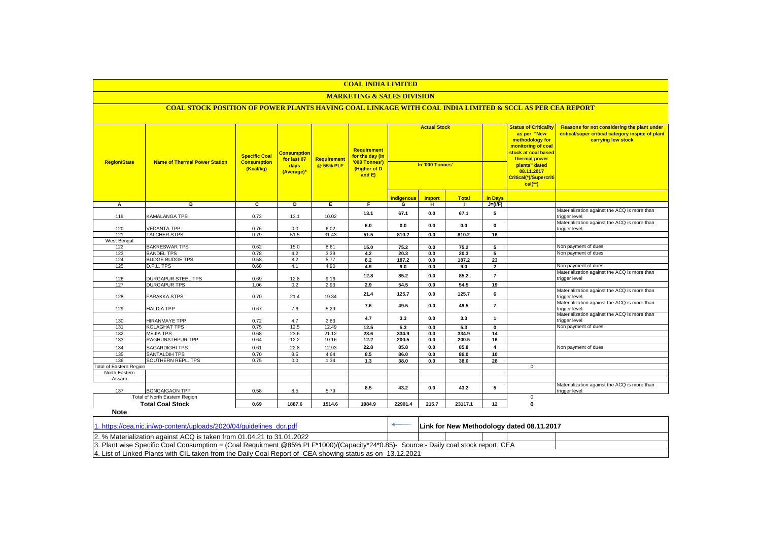# COAL INDIA LIMITED

## MARKETING & SALES DIVISION

### COAL STOCK POSITION OF POWER PLANTS HAVING COAL LINKAGE WITH COAL INDIA LIMITED & SCCL AS PER CEA REPORT

| Region/State | Name of Thermal Power Station | Specific Coal Consumption (Kcal/kg) | Consumption for last 07 days (Average)* | Requirement @ 55% PLF | Requirement for the day (In '000 Tonnes') (Higher of D and E) | Actual Stock In '000 Tonnes' | | | | Status of Criticality as per "New methodology for monitoring of coal stock at coal based thermal power plants" dated 08.11.2017 Critical(*)/Supercritical(**) | Reasons for not considering the plant under critical/super critical category inspite of plant carrying low stock |
|---|---|---|---|---|---|---|---|---|---|---|---|
| | | | | | | Indigenous | Import | Total | In Days | | |
| A | B | C | D | E | F | G | H | I | J=(I/F) | | |
| 119 | KAMALANGA TPS | 0.72 | 13.1 | 10.02 | 13.1 | 67.1 | 0.0 | 67.1 | 5 | | Materialization against the ACQ is more than trigger level |
| 120 | VEDANTA TPP | 0.76 | 0.0 | 6.02 | 6.0 | 0.0 | 0.0 | 0.0 | 0 | | Materialization against the ACQ is more than trigger level |
| 121 | TALCHER STPS | 0.79 | 51.5 | 31.43 | 51.5 | 810.2 | 0.0 | 810.2 | 16 | | |
| West Bengal | | | | | | | | | | | |
| 122 | BAKRESWAR TPS | 0.62 | 15.0 | 8.61 | 15.0 | 75.2 | 0.0 | 75.2 | 5 | | Non payment of dues |
| 123 | BANDEL TPS | 0.78 | 4.2 | 3.39 | 4.2 | 20.3 | 0.0 | 20.3 | 5 | | Non payment of dues |
| 124 | BUDGE BUDGE TPS | 0.58 | 8.2 | 5.77 | 8.2 | 187.2 | 0.0 | 187.2 | 23 | | |
| 125 | D.P.L. TPS | 0.68 | 4.1 | 4.90 | 4.9 | 9.0 | 0.0 | 9.0 | 2 | | Non payment of dues |
| 126 | DURGAPUR STEEL TPS | 0.69 | 12.8 | 9.16 | 12.8 | 85.2 | 0.0 | 85.2 | 7 | | Materialization against the ACQ is more than trigger level |
| 127 | DURGAPUR TPS | 1.06 | 0.2 | 2.93 | 2.9 | 54.5 | 0.0 | 54.5 | 19 | | |
| 128 | FARAKKA STPS | 0.70 | 21.4 | 19.34 | 21.4 | 125.7 | 0.0 | 125.7 | 6 | | Materialization against the ACQ is more than trigger level |
| 129 | HALDIA TPP | 0.67 | 7.6 | 5.29 | 7.6 | 49.5 | 0.0 | 49.5 | 7 | | Materialization against the ACQ is more than trigger level |
| 130 | HIRANMAYE TPP | 0.72 | 4.7 | 2.83 | 4.7 | 3.3 | 0.0 | 3.3 | 1 | | Materialization against the ACQ is more than trigger level |
| 131 | KOLAGHAT TPS | 0.75 | 12.5 | 12.49 | 12.5 | 5.3 | 0.0 | 5.3 | 0 | | Non payment of dues |
| 132 | MEJIA TPS | 0.68 | 23.6 | 21.12 | 23.6 | 334.9 | 0.0 | 334.9 | 14 | | |
| 133 | RAGHUNATHPUR TPP | 0.64 | 12.2 | 10.16 | 12.2 | 200.5 | 0.0 | 200.5 | 16 | | |
| 134 | SAGARDIGHI TPS | 0.61 | 22.8 | 12.93 | 22.8 | 85.8 | 0.0 | 85.8 | 4 | | Non payment of dues |
| 135 | SANTALDIH TPS | 0.70 | 8.5 | 4.64 | 8.5 | 86.0 | 0.0 | 86.0 | 10 | | |
| 136 | SOUTHERN REPL. TPS | 0.75 | 0.0 | 1.34 | 1.3 | 38.0 | 0.0 | 38.0 | 28 | | |
| Total of Eastern Region | | | | | | | | | | 0 | |
| North Eastern | | | | | | | | | | | |
| Assam | | | | | | | | | | | |
| 137 | BONGAIGAON TPP | 0.58 | 8.5 | 5.79 | 8.5 | 43.2 | 0.0 | 43.2 | 5 | | Materialization against the ACQ is more than trigger level |
| Total of North Eastern Region | | | | | | | | | | 0 | |
| Total Coal Stock | | 0.69 | 1887.6 | 1514.6 | 1984.9 | 22901.4 | 215.7 | 23117.1 | 12 | 0 | |

**Note**

1. https://cea.nic.in/wp-content/uploads/2020/04/guidelines_dcr.pdf ⟵ **Link for New Methodology dated 08.11.2017**
2. % Materialization against ACQ is taken from 01.04.21 to 31.01.2022
3. Plant wise Specific Coal Consumption = (Coal Requirment @85% PLF*1000)/(Capacity*24*0.85)- Source:- Daily coal stock report, CEA
4. List of Linked Plants with CIL taken from the Daily Coal Report of CEA showing status as on 13.12.2021